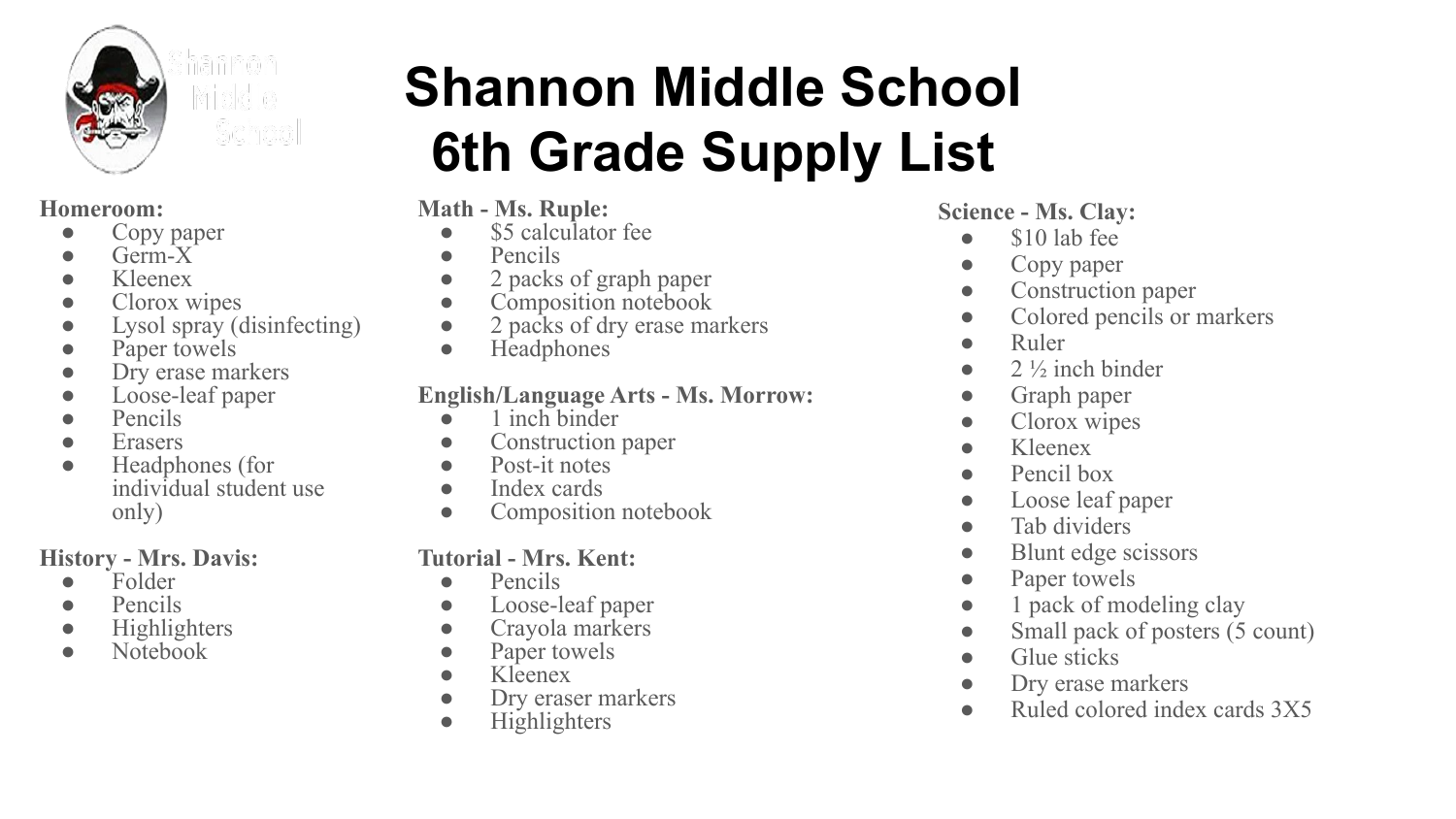# Shannon Middle School
# 6th Grade Supply List

**Homeroom:**
- Copy paper
- Germ-X
- Kleenex
- Clorox wipes
- Lysol spray (disinfecting)
- Paper towels
- Dry erase markers
- Loose-leaf paper
- Pencils
- Erasers
- Headphones (for individual student use only)

**History - Mrs. Davis:**
- Folder
- Pencils
- Highlighters
- Notebook

**Math - Ms. Ruple:**
- $5 calculator fee
- Pencils
- 2 packs of graph paper
- Composition notebook
- 2 packs of dry erase markers
- Headphones

**English/Language Arts - Ms. Morrow:**
- 1 inch binder
- Construction paper
- Post-it notes
- Index cards
- Composition notebook

**Tutorial - Mrs. Kent:**
- Pencils
- Loose-leaf paper
- Crayola markers
- Paper towels
- Kleenex
- Dry eraser markers
- Highlighters

**Science - Ms. Clay:**
- $10 lab fee
- Copy paper
- Construction paper
- Colored pencils or markers
- Ruler
- 2 ½ inch binder
- Graph paper
- Clorox wipes
- Kleenex
- Pencil box
- Loose leaf paper
- Tab dividers
- Blunt edge scissors
- Paper towels
- 1 pack of modeling clay
- Small pack of posters (5 count)
- Glue sticks
- Dry erase markers
- Ruled colored index cards 3X5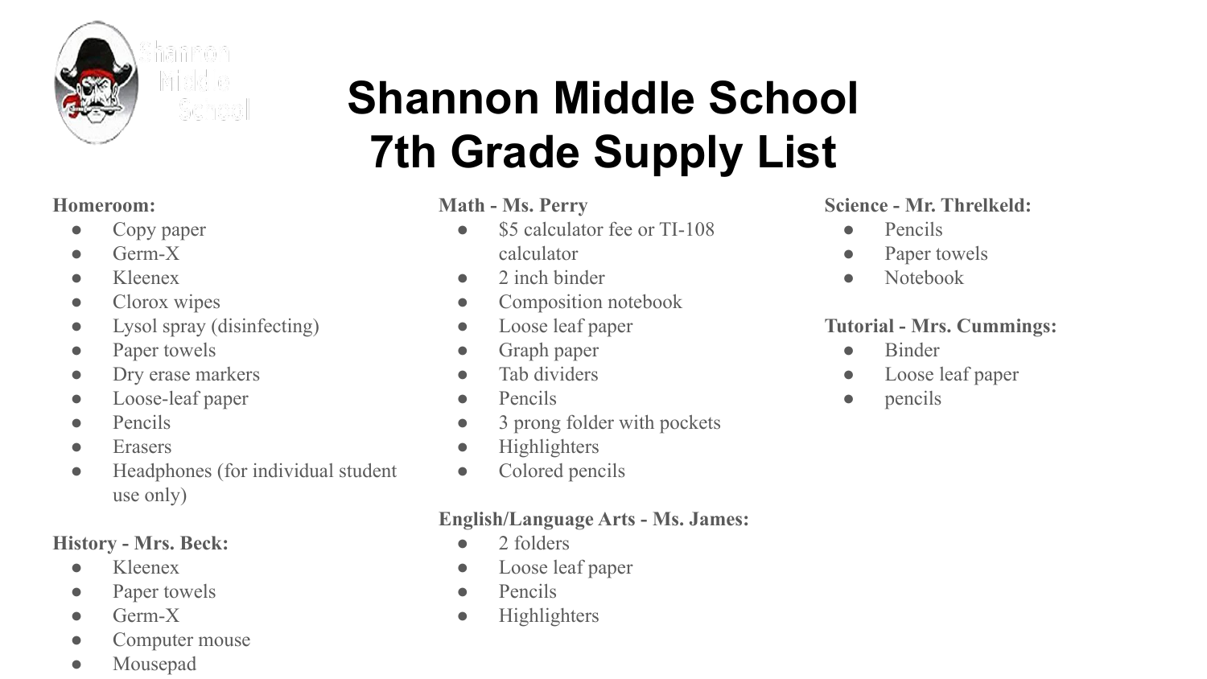# Shannon Middle School 7th Grade Supply List

**Homeroom:**

- Copy paper
- Germ-X
- Kleenex
- Clorox wipes
- Lysol spray (disinfecting)
- Paper towels
- Dry erase markers
- Loose-leaf paper
- Pencils
- Erasers
- Headphones (for individual student use only)

**History - Mrs. Beck:**

- Kleenex
- Paper towels
- Germ-X
- Computer mouse
- Mousepad

**Math - Ms. Perry**

- $5 calculator fee or TI-108 calculator
- 2 inch binder
- Composition notebook
- Loose leaf paper
- Graph paper
- Tab dividers
- Pencils
- 3 prong folder with pockets
- Highlighters
- Colored pencils

**English/Language Arts - Ms. James:**

- 2 folders
- Loose leaf paper
- Pencils
- Highlighters

**Science - Mr. Threlkeld:**

- Pencils
- Paper towels
- Notebook

**Tutorial - Mrs. Cummings:**

- Binder
- Loose leaf paper
- pencils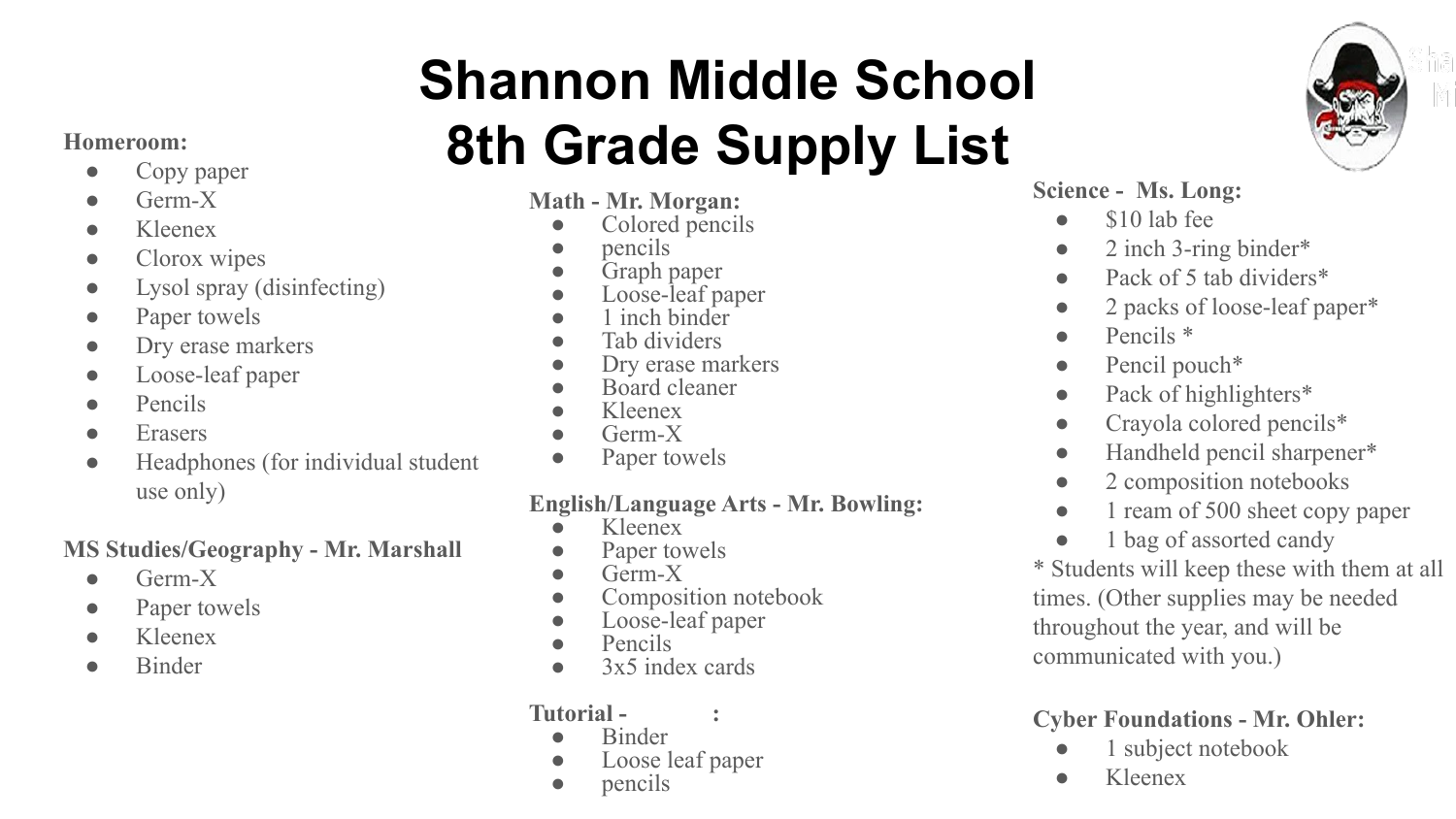# Shannon Middle School 8th Grade Supply List

**Homeroom:**
- Copy paper
- Germ-X
- Kleenex
- Clorox wipes
- Lysol spray (disinfecting)
- Paper towels
- Dry erase markers
- Loose-leaf paper
- Pencils
- Erasers
- Headphones (for individual student use only)

**MS Studies/Geography - Mr. Marshall**
- Germ-X
- Paper towels
- Kleenex
- Binder

**Math - Mr. Morgan:**
- Colored pencils
- pencils
- Graph paper
- Loose-leaf paper
- 1 inch binder
- Tab dividers
- Dry erase markers
- Board cleaner
- Kleenex
- Germ-X
- Paper towels

**English/Language Arts - Mr. Bowling:**
- Kleenex
- Paper towels
- Germ-X
- Composition notebook
- Loose-leaf paper
- Pencils
- 3x5 index cards

**Tutorial - :**
- Binder
- Loose leaf paper
- pencils

**Science - Ms. Long:**
- $10 lab fee
- 2 inch 3-ring binder*
- Pack of 5 tab dividers*
- 2 packs of loose-leaf paper*
- Pencils *
- Pencil pouch*
- Pack of highlighters*
- Crayola colored pencils*
- Handheld pencil sharpener*
- 2 composition notebooks
- 1 ream of 500 sheet copy paper
- 1 bag of assorted candy

* Students will keep these with them at all times. (Other supplies may be needed throughout the year, and will be communicated with you.)

**Cyber Foundations - Mr. Ohler:**
- 1 subject notebook
- Kleenex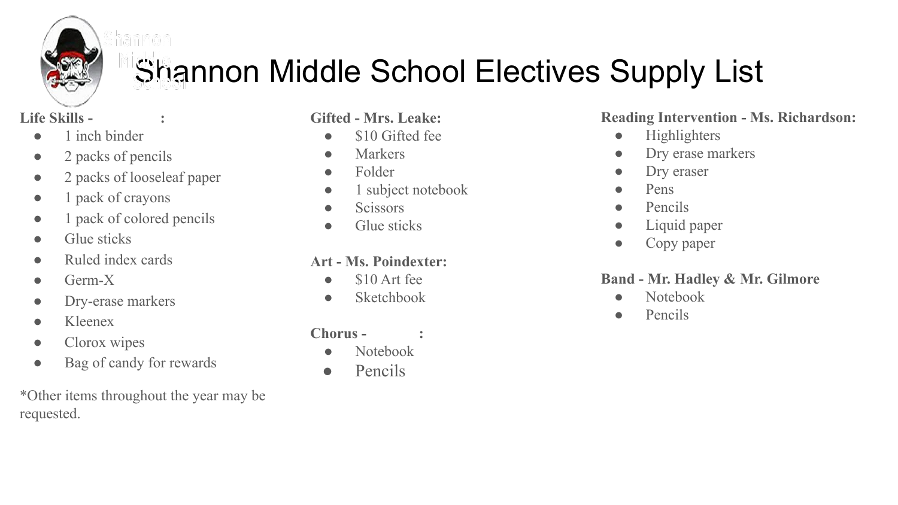# Shannon Middle School Electives Supply List

**Life Skills - :**

- 1 inch binder
- 2 packs of pencils
- 2 packs of looseleaf paper
- 1 pack of crayons
- 1 pack of colored pencils
- Glue sticks
- Ruled index cards
- Germ-X
- Dry-erase markers
- Kleenex
- Clorox wipes
- Bag of candy for rewards

*Other items throughout the year may be requested.

**Gifted - Mrs. Leake:**

- $10 Gifted fee
- Markers
- Folder
- 1 subject notebook
- Scissors
- Glue sticks

**Art - Ms. Poindexter:**

- $10 Art fee
- Sketchbook

**Chorus - :**

- Notebook
- Pencils

**Reading Intervention - Ms. Richardson:**

- Highlighters
- Dry erase markers
- Dry eraser
- Pens
- Pencils
- Liquid paper
- Copy paper

**Band - Mr. Hadley & Mr. Gilmore**

- Notebook
- Pencils